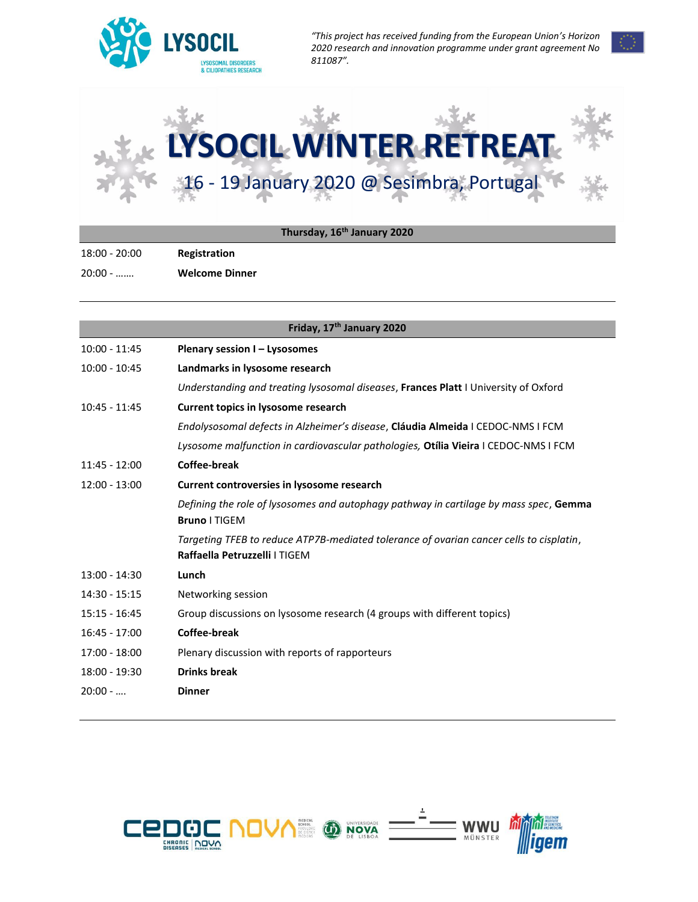LYSOCIL
LYSOSOMAL DISORDERS & CILIOPATHIES RESEARCH

*"This project has received funding from the European Union's Horizon 2020 research and innovation programme under grant agreement No 811087".*

# LYSOCIL WINTER RETREAT

## 16 - 19 January 2020 @ Sesimbra, Portugal

| Thursday, 16th January 2020 | |
|---|---|
| 18:00 - 20:00 | **Registration** |
| 20:00 - ……. | **Welcome Dinner** |

| Friday, 17th January 2020 | |
|---|---|
| 10:00 - 11:45 | **Plenary session I – Lysosomes** |
| 10:00 - 10:45 | **Landmarks in lysosome research** |
| | *Understanding and treating lysosomal diseases*, **Frances Platt** I University of Oxford |
| 10:45 - 11:45 | **Current topics in lysosome research** |
| | *Endolysosomal defects in Alzheimer's disease*, **Cláudia Almeida** I CEDOC-NMS I FCM |
| | *Lysosome malfunction in cardiovascular pathologies,* **Otília Vieira** I CEDOC-NMS I FCM |
| 11:45 - 12:00 | **Coffee-break** |
| 12:00 - 13:00 | **Current controversies in lysosome research** |
| | *Defining the role of lysosomes and autophagy pathway in cartilage by mass spec*, **Gemma Bruno** I TIGEM |
| | *Targeting TFEB to reduce ATP7B-mediated tolerance of ovarian cancer cells to cisplatin*, **Raffaella Petruzzelli** I TIGEM |
| 13:00 - 14:30 | **Lunch** |
| 14:30 - 15:15 | Networking session |
| 15:15 - 16:45 | Group discussions on lysosome research (4 groups with different topics) |
| 16:45 - 17:00 | **Coffee-break** |
| 17:00 - 18:00 | Plenary discussion with reports of rapporteurs |
| 18:00 - 19:30 | **Drinks break** |
| 20:00 - …. | **Dinner** |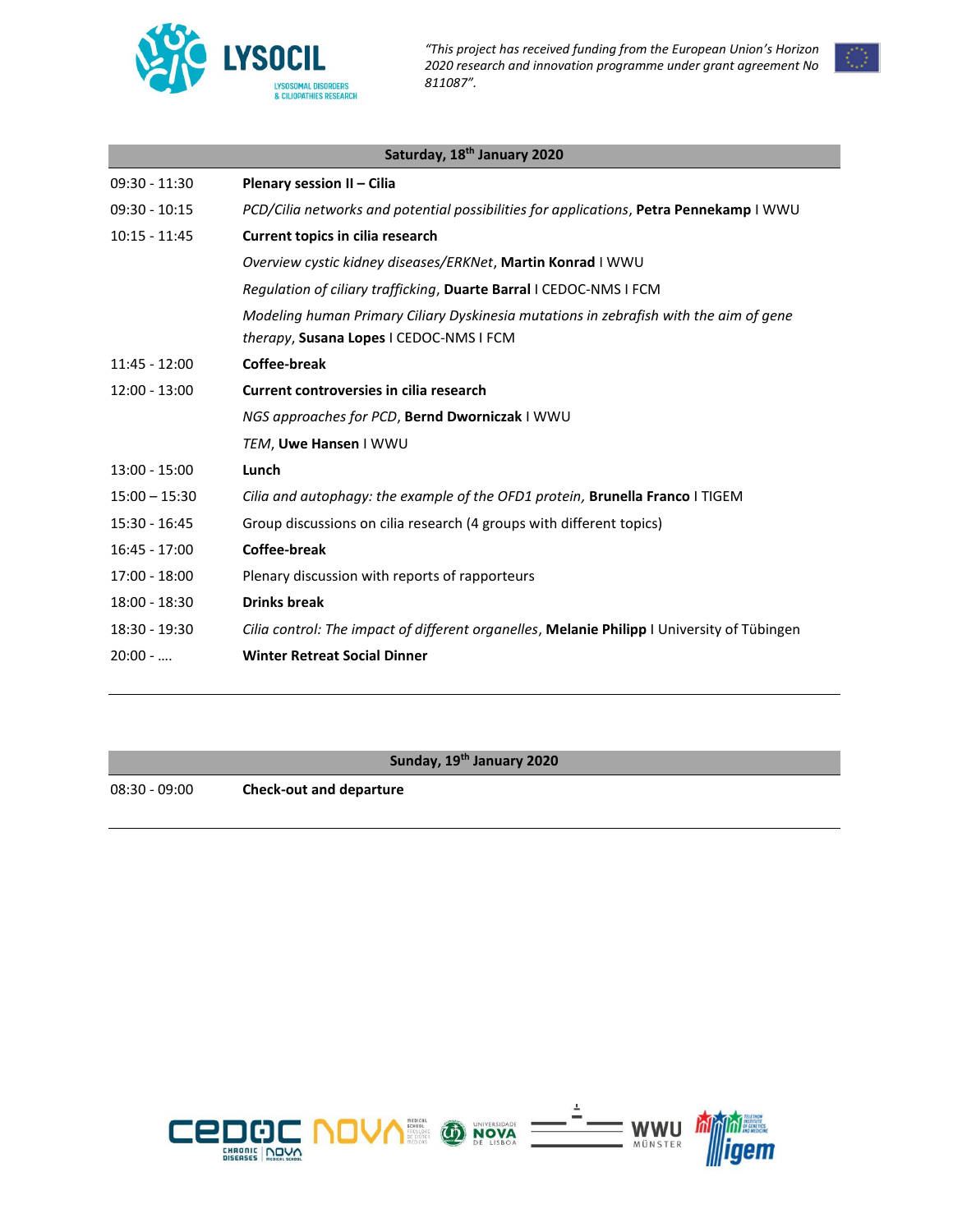"This project has received funding from the European Union's Horizon 2020 research and innovation programme under grant agreement No 811087".

| Saturday, 18th January 2020 | |
|---|---|
| 09:30 - 11:30 | **Plenary session II – Cilia** |
| 09:30 - 10:15 | *PCD/Cilia networks and potential possibilities for applications*, **Petra Pennekamp** I WWU |
| 10:15 - 11:45 | **Current topics in cilia research** |
| | *Overview cystic kidney diseases/ERKNet*, **Martin Konrad** I WWU |
| | *Regulation of ciliary trafficking*, **Duarte Barral** I CEDOC-NMS I FCM |
| | *Modeling human Primary Ciliary Dyskinesia mutations in zebrafish with the aim of gene therapy*, **Susana Lopes** I CEDOC-NMS I FCM |
| 11:45 - 12:00 | **Coffee-break** |
| 12:00 - 13:00 | **Current controversies in cilia research** |
| | *NGS approaches for PCD*, **Bernd Dworniczak** I WWU |
| | *TEM*, **Uwe Hansen** I WWU |
| 13:00 - 15:00 | **Lunch** |
| 15:00 – 15:30 | *Cilia and autophagy: the example of the OFD1 protein,* **Brunella Franco** I TIGEM |
| 15:30 - 16:45 | Group discussions on cilia research (4 groups with different topics) |
| 16:45 - 17:00 | **Coffee-break** |
| 17:00 - 18:00 | Plenary discussion with reports of rapporteurs |
| 18:00 - 18:30 | **Drinks break** |
| 18:30 - 19:30 | *Cilia control: The impact of different organelles*, **Melanie Philipp** I University of Tübingen |
| 20:00 - …. | **Winter Retreat Social Dinner** |

| Sunday, 19th January 2020 | |
|---|---|
| 08:30 - 09:00 | **Check-out and departure** |